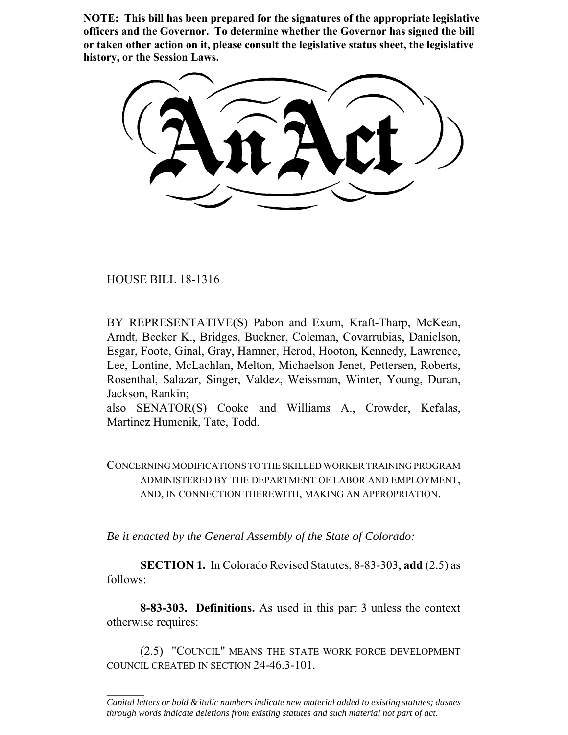**NOTE: This bill has been prepared for the signatures of the appropriate legislative officers and the Governor. To determine whether the Governor has signed the bill or taken other action on it, please consult the legislative status sheet, the legislative history, or the Session Laws.**

# An Act

HOUSE BILL 18-1316

BY REPRESENTATIVE(S) Pabon and Exum, Kraft-Tharp, McKean, Arndt, Becker K., Bridges, Buckner, Coleman, Covarrubias, Danielson, Esgar, Foote, Ginal, Gray, Hamner, Herod, Hooton, Kennedy, Lawrence, Lee, Lontine, McLachlan, Melton, Michaelson Jenet, Pettersen, Roberts, Rosenthal, Salazar, Singer, Valdez, Weissman, Winter, Young, Duran, Jackson, Rankin;
also SENATOR(S) Cooke and Williams A., Crowder, Kefalas, Martinez Humenik, Tate, Todd.

CONCERNING MODIFICATIONS TO THE SKILLED WORKER TRAINING PROGRAM ADMINISTERED BY THE DEPARTMENT OF LABOR AND EMPLOYMENT, AND, IN CONNECTION THEREWITH, MAKING AN APPROPRIATION.

*Be it enacted by the General Assembly of the State of Colorado:*

**SECTION 1.** In Colorado Revised Statutes, 8-83-303, **add** (2.5) as follows:

**8-83-303. Definitions.** As used in this part 3 unless the context otherwise requires:

(2.5) "COUNCIL" MEANS THE STATE WORK FORCE DEVELOPMENT COUNCIL CREATED IN SECTION 24-46.3-101.

---

*Capital letters or bold & italic numbers indicate new material added to existing statutes; dashes through words indicate deletions from existing statutes and such material not part of act.*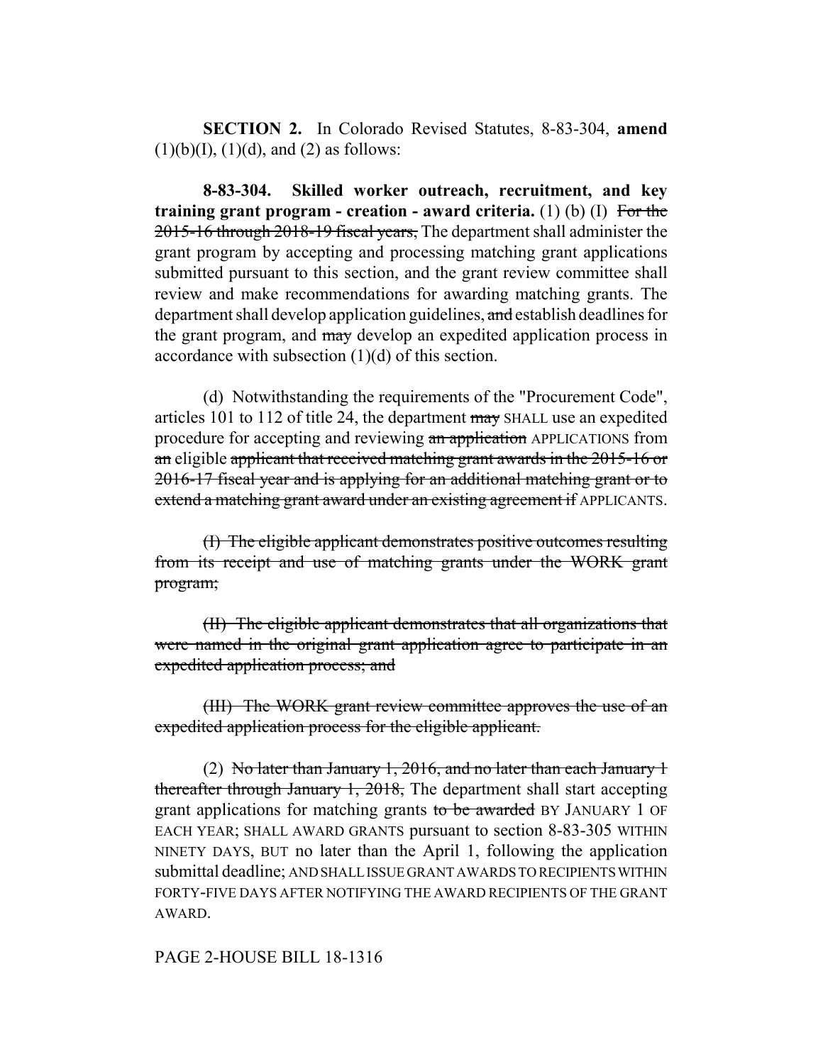**SECTION 2.** In Colorado Revised Statutes, 8-83-304, **amend** (1)(b)(I), (1)(d), and (2) as follows:

**8-83-304. Skilled worker outreach, recruitment, and key training grant program - creation - award criteria.** (1) (b) (I) ~~For the 2015-16 through 2018-19 fiscal years,~~ The department shall administer the grant program by accepting and processing matching grant applications submitted pursuant to this section, and the grant review committee shall review and make recommendations for awarding matching grants. The department shall develop application guidelines, ~~and~~ establish deadlines for the grant program, and ~~may~~ develop an expedited application process in accordance with subsection (1)(d) of this section.

(d) Notwithstanding the requirements of the "Procurement Code", articles 101 to 112 of title 24, the department ~~may~~ SHALL use an expedited procedure for accepting and reviewing ~~an application~~ APPLICATIONS from ~~an~~ eligible ~~applicant that received matching grant awards in the 2015-16 or 2016-17 fiscal year and is applying for an additional matching grant or to extend a matching grant award under an existing agreement if~~ APPLICANTS.

~~(I) The eligible applicant demonstrates positive outcomes resulting from its receipt and use of matching grants under the WORK grant program;~~

~~(II) The eligible applicant demonstrates that all organizations that were named in the original grant application agree to participate in an expedited application process; and~~

~~(III) The WORK grant review committee approves the use of an expedited application process for the eligible applicant.~~

(2) ~~No later than January 1, 2016, and no later than each January 1 thereafter through January 1, 2018,~~ The department shall start accepting grant applications for matching grants ~~to be awarded~~ BY JANUARY 1 OF EACH YEAR; SHALL AWARD GRANTS pursuant to section 8-83-305 WITHIN NINETY DAYS, BUT no later than the April 1, following the application submittal deadline; AND SHALL ISSUE GRANT AWARDS TO RECIPIENTS WITHIN FORTY-FIVE DAYS AFTER NOTIFYING THE AWARD RECIPIENTS OF THE GRANT AWARD.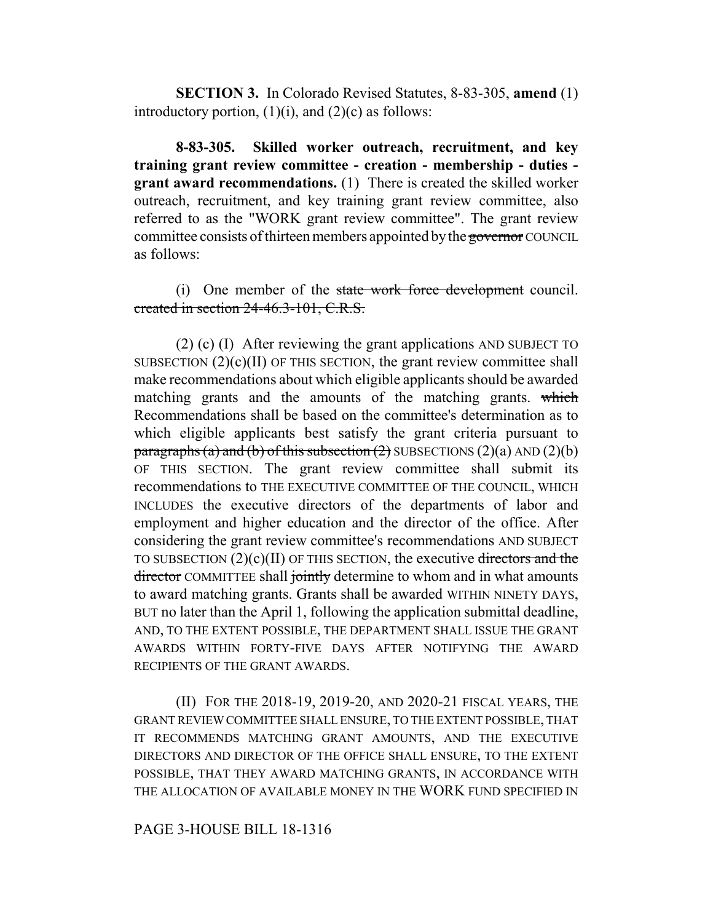**SECTION 3.** In Colorado Revised Statutes, 8-83-305, **amend** (1) introductory portion, (1)(i), and (2)(c) as follows:

**8-83-305. Skilled worker outreach, recruitment, and key training grant review committee - creation - membership - duties - grant award recommendations.** (1) There is created the skilled worker outreach, recruitment, and key training grant review committee, also referred to as the "WORK grant review committee". The grant review committee consists of thirteen members appointed by the ~~governor~~ COUNCIL as follows:

(i) One member of the ~~state work force development~~ council. ~~created in section 24-46.3-101, C.R.S.~~

(2) (c) (I) After reviewing the grant applications AND SUBJECT TO SUBSECTION (2)(c)(II) OF THIS SECTION, the grant review committee shall make recommendations about which eligible applicants should be awarded matching grants and the amounts of the matching grants. ~~which~~ Recommendations shall be based on the committee's determination as to which eligible applicants best satisfy the grant criteria pursuant to ~~paragraphs (a) and (b) of this subsection (2)~~ SUBSECTIONS (2)(a) AND (2)(b) OF THIS SECTION. The grant review committee shall submit its recommendations to THE EXECUTIVE COMMITTEE OF THE COUNCIL, WHICH INCLUDES the executive directors of the departments of labor and employment and higher education and the director of the office. After considering the grant review committee's recommendations AND SUBJECT TO SUBSECTION (2)(c)(II) OF THIS SECTION, the executive ~~directors and the director~~ COMMITTEE shall ~~jointly~~ determine to whom and in what amounts to award matching grants. Grants shall be awarded WITHIN NINETY DAYS, BUT no later than the April 1, following the application submittal deadline, AND, TO THE EXTENT POSSIBLE, THE DEPARTMENT SHALL ISSUE THE GRANT AWARDS WITHIN FORTY-FIVE DAYS AFTER NOTIFYING THE AWARD RECIPIENTS OF THE GRANT AWARDS.

(II) FOR THE 2018-19, 2019-20, AND 2020-21 FISCAL YEARS, THE GRANT REVIEW COMMITTEE SHALL ENSURE, TO THE EXTENT POSSIBLE, THAT IT RECOMMENDS MATCHING GRANT AMOUNTS, AND THE EXECUTIVE DIRECTORS AND DIRECTOR OF THE OFFICE SHALL ENSURE, TO THE EXTENT POSSIBLE, THAT THEY AWARD MATCHING GRANTS, IN ACCORDANCE WITH THE ALLOCATION OF AVAILABLE MONEY IN THE WORK FUND SPECIFIED IN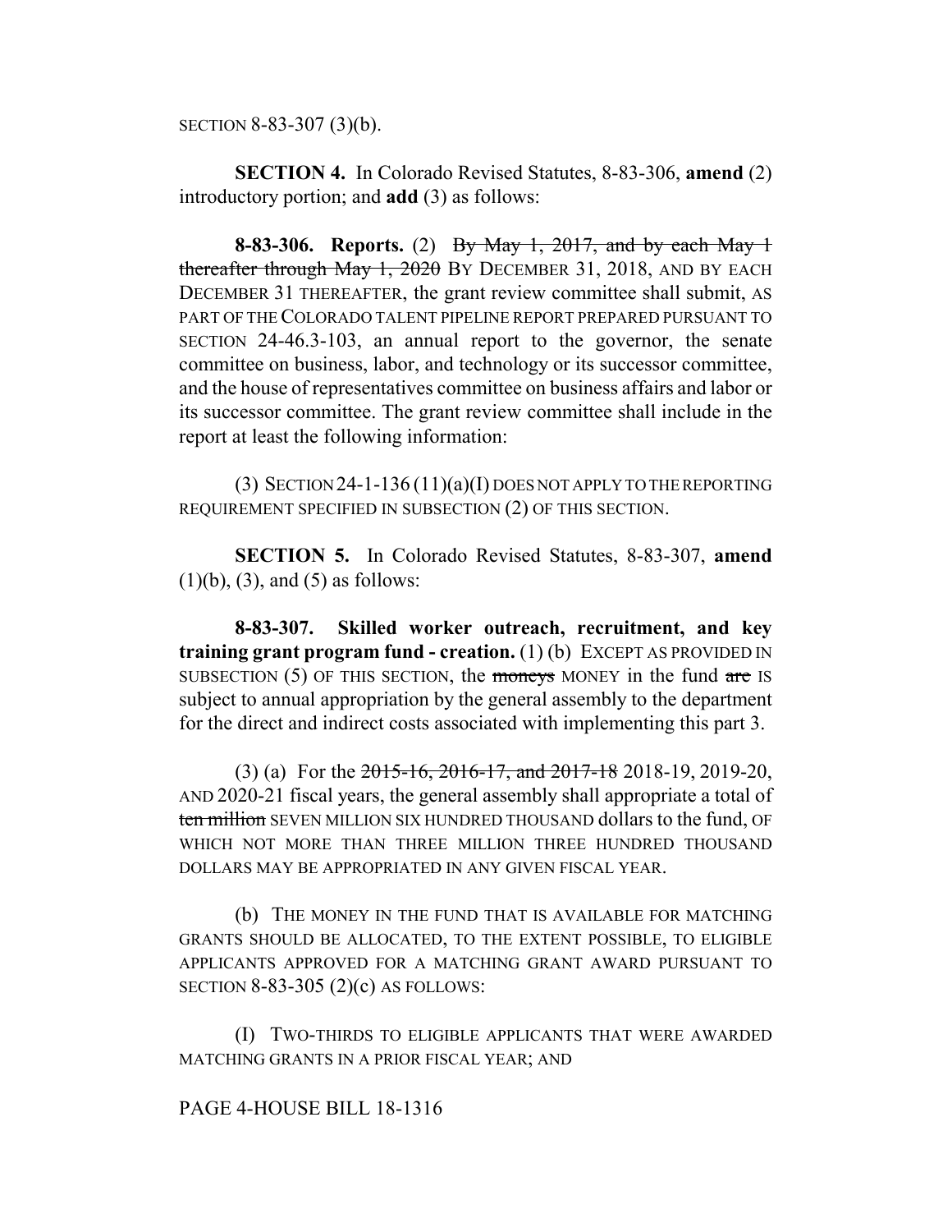SECTION 8-83-307 (3)(b).

**SECTION 4.** In Colorado Revised Statutes, 8-83-306, **amend** (2) introductory portion; and **add** (3) as follows:

**8-83-306. Reports.** (2) ~~By May 1, 2017, and by each May 1 thereafter through May 1, 2020~~ BY DECEMBER 31, 2018, AND BY EACH DECEMBER 31 THEREAFTER, the grant review committee shall submit, AS PART OF THE COLORADO TALENT PIPELINE REPORT PREPARED PURSUANT TO SECTION 24-46.3-103, an annual report to the governor, the senate committee on business, labor, and technology or its successor committee, and the house of representatives committee on business affairs and labor or its successor committee. The grant review committee shall include in the report at least the following information:

(3) SECTION 24-1-136 (11)(a)(I) DOES NOT APPLY TO THE REPORTING REQUIREMENT SPECIFIED IN SUBSECTION (2) OF THIS SECTION.

**SECTION 5.** In Colorado Revised Statutes, 8-83-307, **amend** (1)(b), (3), and (5) as follows:

**8-83-307. Skilled worker outreach, recruitment, and key training grant program fund - creation.** (1) (b) EXCEPT AS PROVIDED IN SUBSECTION (5) OF THIS SECTION, the ~~moneys~~ MONEY in the fund ~~are~~ IS subject to annual appropriation by the general assembly to the department for the direct and indirect costs associated with implementing this part 3.

(3) (a) For the ~~2015-16, 2016-17, and 2017-18~~ 2018-19, 2019-20, AND 2020-21 fiscal years, the general assembly shall appropriate a total of ~~ten million~~ SEVEN MILLION SIX HUNDRED THOUSAND dollars to the fund, OF WHICH NOT MORE THAN THREE MILLION THREE HUNDRED THOUSAND DOLLARS MAY BE APPROPRIATED IN ANY GIVEN FISCAL YEAR.

(b) THE MONEY IN THE FUND THAT IS AVAILABLE FOR MATCHING GRANTS SHOULD BE ALLOCATED, TO THE EXTENT POSSIBLE, TO ELIGIBLE APPLICANTS APPROVED FOR A MATCHING GRANT AWARD PURSUANT TO SECTION 8-83-305 (2)(c) AS FOLLOWS:

(I) TWO-THIRDS TO ELIGIBLE APPLICANTS THAT WERE AWARDED MATCHING GRANTS IN A PRIOR FISCAL YEAR; AND

PAGE 4-HOUSE BILL 18-1316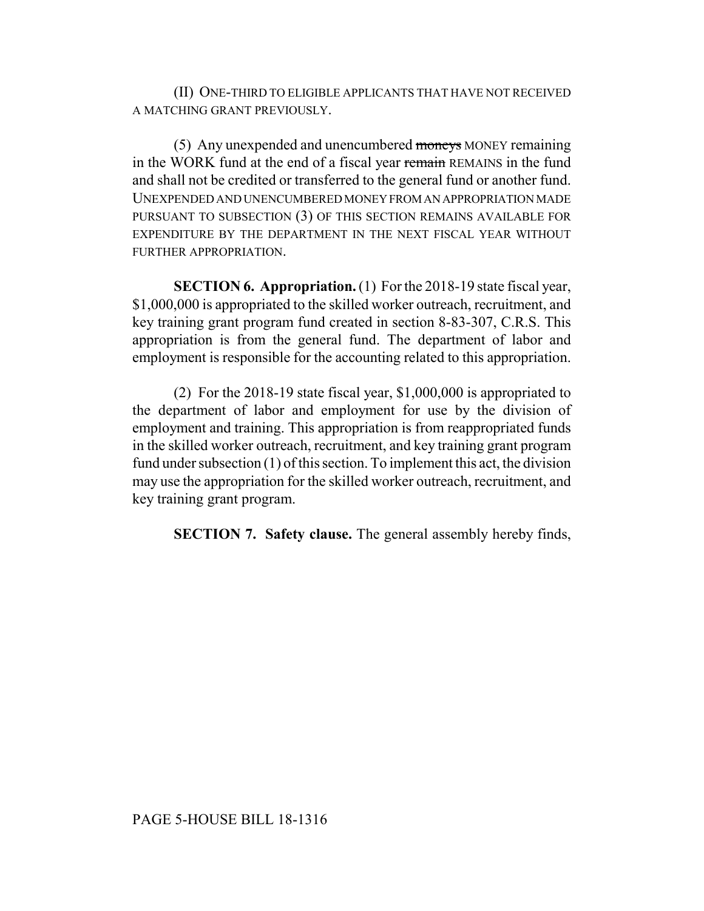(II) ONE-THIRD TO ELIGIBLE APPLICANTS THAT HAVE NOT RECEIVED A MATCHING GRANT PREVIOUSLY.

(5) Any unexpended and unencumbered ~~moneys~~ MONEY remaining in the WORK fund at the end of a fiscal year ~~remain~~ REMAINS in the fund and shall not be credited or transferred to the general fund or another fund. UNEXPENDED AND UNENCUMBERED MONEY FROM AN APPROPRIATION MADE PURSUANT TO SUBSECTION (3) OF THIS SECTION REMAINS AVAILABLE FOR EXPENDITURE BY THE DEPARTMENT IN THE NEXT FISCAL YEAR WITHOUT FURTHER APPROPRIATION.

**SECTION 6. Appropriation.** (1) For the 2018-19 state fiscal year, $1,000,000 is appropriated to the skilled worker outreach, recruitment, and key training grant program fund created in section 8-83-307, C.R.S. This appropriation is from the general fund. The department of labor and employment is responsible for the accounting related to this appropriation.

(2) For the 2018-19 state fiscal year, $1,000,000 is appropriated to the department of labor and employment for use by the division of employment and training. This appropriation is from reappropriated funds in the skilled worker outreach, recruitment, and key training grant program fund under subsection (1) of this section. To implement this act, the division may use the appropriation for the skilled worker outreach, recruitment, and key training grant program.

**SECTION 7. Safety clause.** The general assembly hereby finds,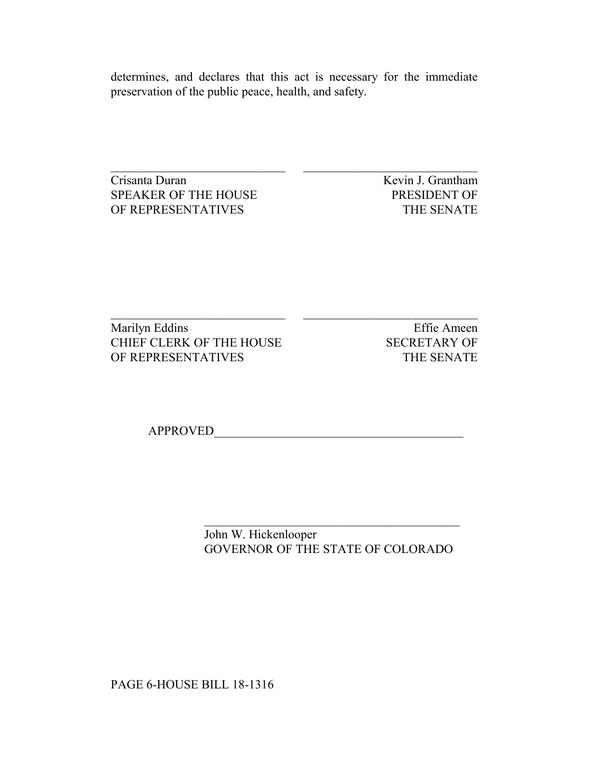determines, and declares that this act is necessary for the immediate preservation of the public peace, health, and safety.

| | |
|---|---|
| ____________________________ | ____________________________ |
| Crisanta Duran | Kevin J. Grantham |
| SPEAKER OF THE HOUSE OF REPRESENTATIVES | PRESIDENT OF THE SENATE |

| | |
|---|---|
| ____________________________ | ____________________________ |
| Marilyn Eddins | Effie Ameen |
| CHIEF CLERK OF THE HOUSE OF REPRESENTATIVES | SECRETARY OF THE SENATE |

APPROVED________________________________________

____________________________________________

John W. Hickenlooper
GOVERNOR OF THE STATE OF COLORADO

PAGE 6-HOUSE BILL 18-1316